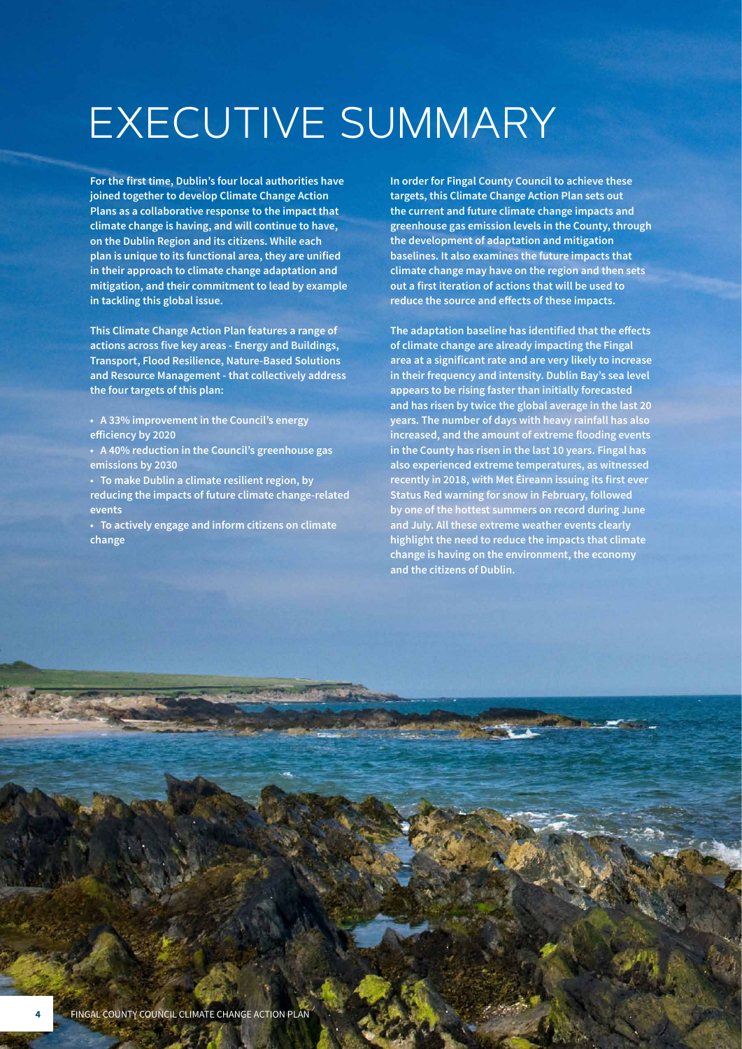# EXECUTIVE SUMMARY

**For the first time, Dublin's four local authorities have joined together to develop Climate Change Action Plans as a collaborative response to the impact that climate change is having, and will continue to have, on the Dublin Region and its citizens. While each plan is unique to its functional area, they are unified in their approach to climate change adaptation and mitigation, and their commitment to lead by example in tackling this global issue.**

**This Climate Change Action Plan features a range of actions across five key areas - Energy and Buildings, Transport, Flood Resilience, Nature-Based Solutions and Resource Management - that collectively address the four targets of this plan:**

- **A 33% improvement in the Council's energy efficiency by 2020**
- **A 40% reduction in the Council's greenhouse gas emissions by 2030**
- **To make Dublin a climate resilient region, by reducing the impacts of future climate change-related events**
- **To actively engage and inform citizens on climate change**

**In order for Fingal County Council to achieve these targets, this Climate Change Action Plan sets out the current and future climate change impacts and greenhouse gas emission levels in the County, through the development of adaptation and mitigation baselines. It also examines the future impacts that climate change may have on the region and then sets out a first iteration of actions that will be used to reduce the source and effects of these impacts.**

**The adaptation baseline has identified that the effects of climate change are already impacting the Fingal area at a significant rate and are very likely to increase in their frequency and intensity. Dublin Bay's sea level appears to be rising faster than initially forecasted and has risen by twice the global average in the last 20 years. The number of days with heavy rainfall has also increased, and the amount of extreme flooding events in the County has risen in the last 10 years. Fingal has also experienced extreme temperatures, as witnessed recently in 2018, with Met Éireann issuing its first ever Status Red warning for snow in February, followed by one of the hottest summers on record during June and July. All these extreme weather events clearly highlight the need to reduce the impacts that climate change is having on the environment, the economy and the citizens of Dublin.**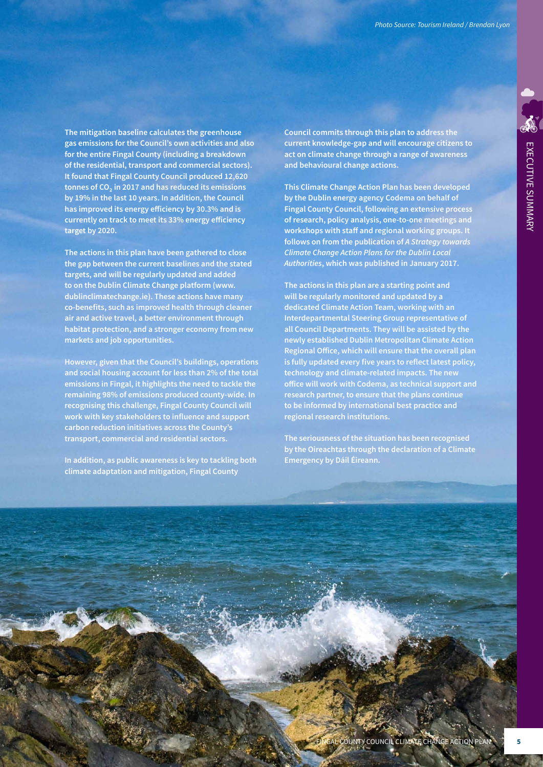The mitigation baseline calculates the greenhouse gas emissions for the Council's own activities and also for the entire Fingal County (including a breakdown of the residential, transport and commercial sectors). It found that Fingal County Council produced 12,620 tonnes of $CO_2$ in 2017 and has reduced its emissions by 19% in the last 10 years. In addition, the Council has improved its energy efficiency by 30.3% and is currently on track to meet its 33% energy efficiency target by 2020.

The actions in this plan have been gathered to close the gap between the current baselines and the stated targets, and will be regularly updated and added to on the Dublin Climate Change platform (www.dublinclimatechange.ie). These actions have many co-benefits, such as improved health through cleaner air and active travel, a better environment through habitat protection, and a stronger economy from new markets and job opportunities.

However, given that the Council's buildings, operations and social housing account for less than 2% of the total emissions in Fingal, it highlights the need to tackle the remaining 98% of emissions produced county-wide. In recognising this challenge, Fingal County Council will work with key stakeholders to influence and support carbon reduction initiatives across the County's transport, commercial and residential sectors.

In addition, as public awareness is key to tackling both climate adaptation and mitigation, Fingal County Council commits through this plan to address the current knowledge-gap and will encourage citizens to act on climate change through a range of awareness and behavioural change actions.

This Climate Change Action Plan has been developed by the Dublin energy agency Codema on behalf of Fingal County Council, following an extensive process of research, policy analysis, one-to-one meetings and workshops with staff and regional working groups. It follows on from the publication of *A Strategy towards Climate Change Action Plans for the Dublin Local Authorities*, which was published in January 2017.

The actions in this plan are a starting point and will be regularly monitored and updated by a dedicated Climate Action Team, working with an Interdepartmental Steering Group representative of all Council Departments. They will be assisted by the newly established Dublin Metropolitan Climate Action Regional Office, which will ensure that the overall plan is fully updated every five years to reflect latest policy, technology and climate-related impacts. The new office will work with Codema, as technical support and research partner, to ensure that the plans continue to be informed by international best practice and regional research institutions.

The seriousness of the situation has been recognised by the Oireachtas through the declaration of a Climate Emergency by Dáil Éireann.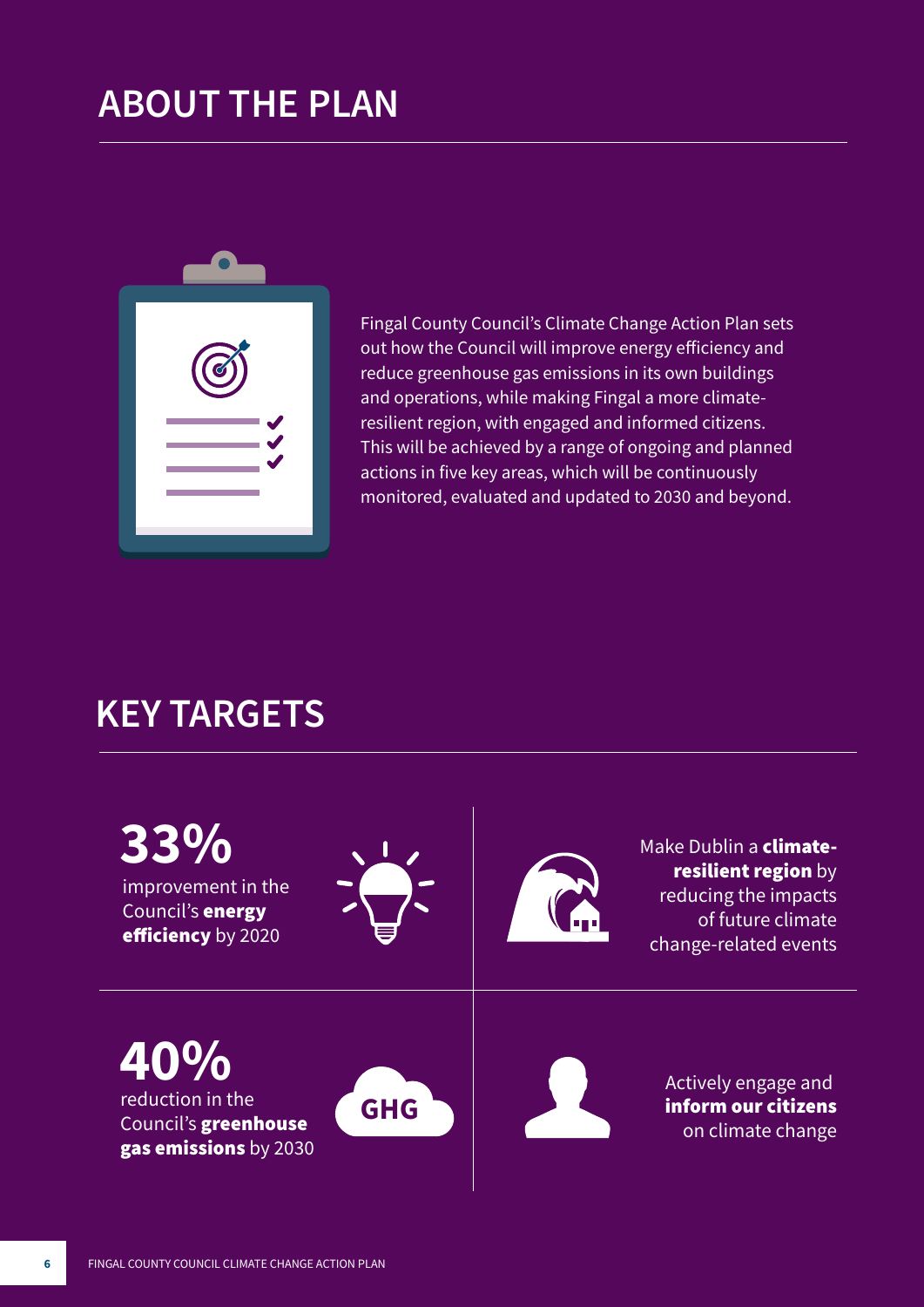# ABOUT THE PLAN

Fingal County Council's Climate Change Action Plan sets out how the Council will improve energy efficiency and reduce greenhouse gas emissions in its own buildings and operations, while making Fingal a more climate-resilient region, with engaged and informed citizens. This will be achieved by a range of ongoing and planned actions in five key areas, which will be continuously monitored, evaluated and updated to 2030 and beyond.

# KEY TARGETS

**33%**
improvement in the Council's **energy efficiency** by 2020

Make Dublin a **climate-resilient region** by reducing the impacts of future climate change-related events

**40%**
reduction in the Council's **greenhouse gas emissions** by 2030

GHG

Actively engage and **inform our citizens** on climate change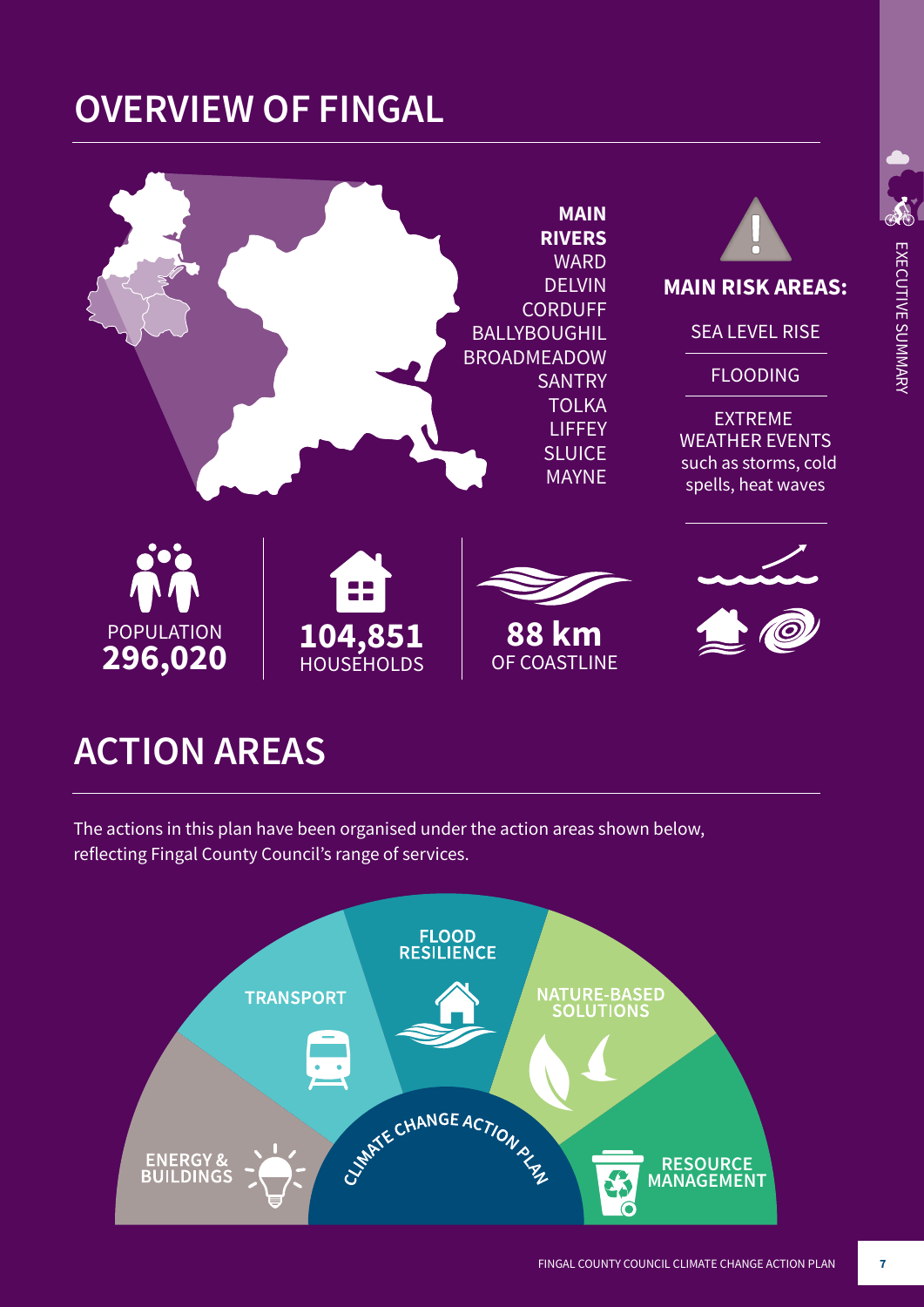# OVERVIEW OF FINGAL

**MAIN RIVERS**
WARD
DELVIN
CORDUFF
BALLYBOUGHIL
BROADMEADOW
SANTRY
TOLKA
LIFFEY
SLUICE
MAYNE

**MAIN RISK AREAS:**

SEA LEVEL RISE

FLOODING

EXTREME WEATHER EVENTS such as storms, cold spells, heat waves

POPULATION **296,020**

**104,851** HOUSEHOLDS

**88 km** OF COASTLINE

# ACTION AREAS

The actions in this plan have been organised under the action areas shown below, reflecting Fingal County Council's range of services.

CLIMATE CHANGE ACTION PLAN

ENERGY & BUILDINGS

TRANSPORT

FLOOD RESILIENCE

NATURE-BASED SOLUTIONS

RESOURCE MANAGEMENT